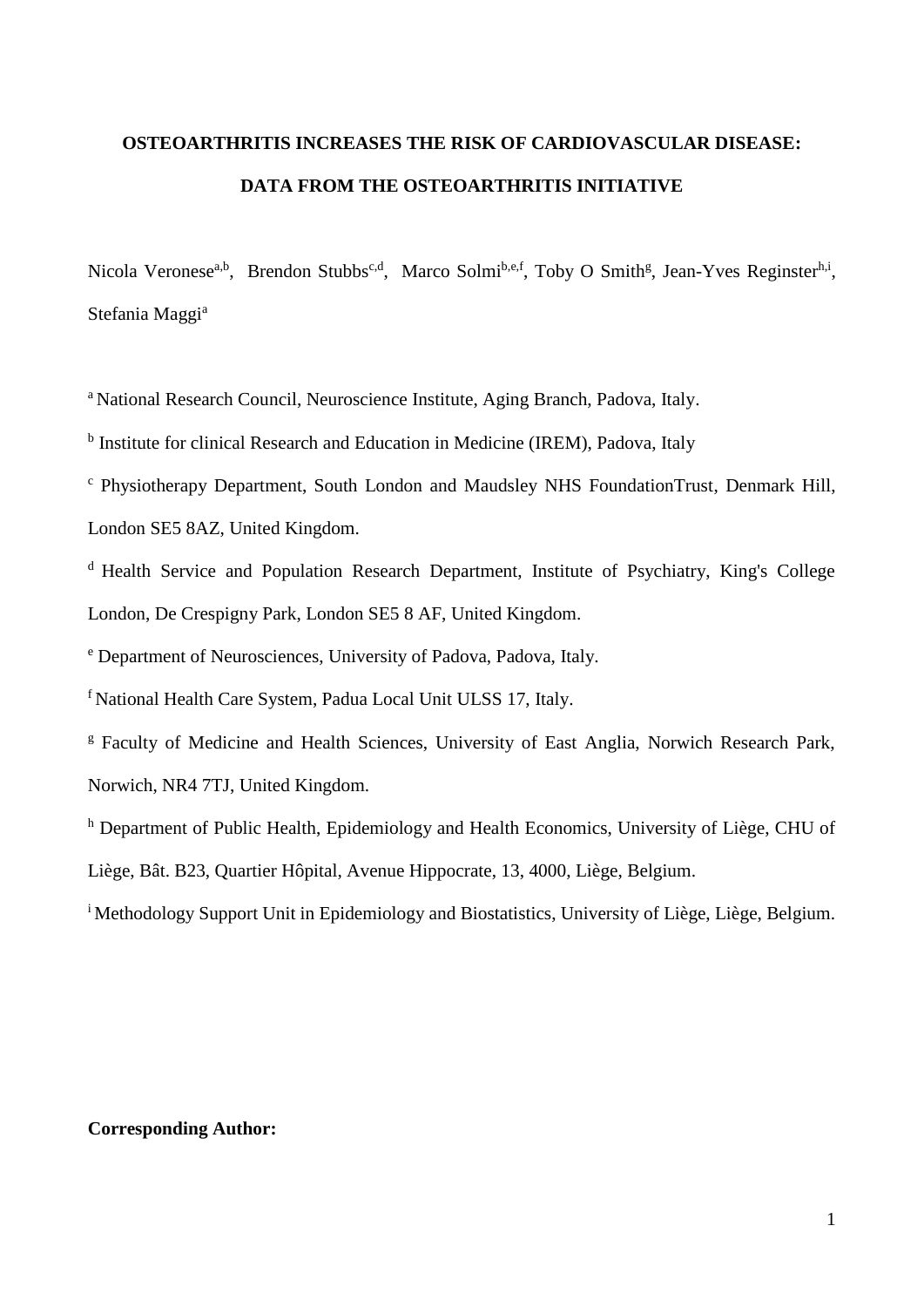# OSTEOARTHRITIS INCREASES THE RISK OF CARDIOVASCULAR DISEASE: DATA FROM THE OSTEOARTHRITIS INITIATIVE

Nicola Veronese[a,b], Brendon Stubbs[c,d], Marco Solmi[b,e,f], Toby O Smith[g], Jean-Yves Reginster[h,i], Stefania Maggi[a]

[a] National Research Council, Neuroscience Institute, Aging Branch, Padova, Italy.

[b] Institute for clinical Research and Education in Medicine (IREM), Padova, Italy

[c] Physiotherapy Department, South London and Maudsley NHS FoundationTrust, Denmark Hill, London SE5 8AZ, United Kingdom.

[d] Health Service and Population Research Department, Institute of Psychiatry, King's College London, De Crespigny Park, London SE5 8 AF, United Kingdom.

[e] Department of Neurosciences, University of Padova, Padova, Italy.

[f] National Health Care System, Padua Local Unit ULSS 17, Italy.

[g] Faculty of Medicine and Health Sciences, University of East Anglia, Norwich Research Park, Norwich, NR4 7TJ, United Kingdom.

[h] Department of Public Health, Epidemiology and Health Economics, University of Liège, CHU of Liège, Bât. B23, Quartier Hôpital, Avenue Hippocrate, 13, 4000, Liège, Belgium.

[i] Methodology Support Unit in Epidemiology and Biostatistics, University of Liège, Liège, Belgium.

**Corresponding Author:**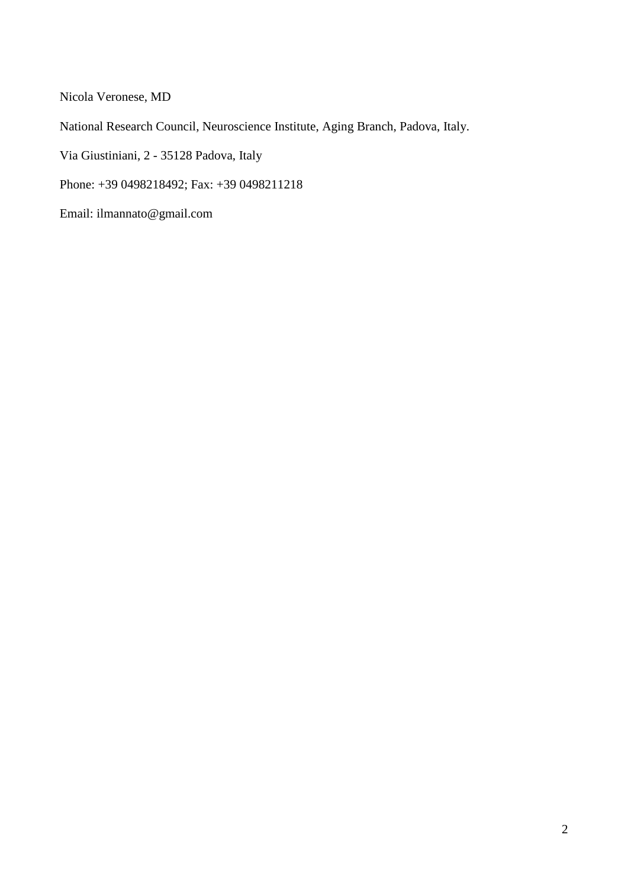Nicola Veronese, MD

National Research Council, Neuroscience Institute, Aging Branch, Padova, Italy.

Via Giustiniani, 2 - 35128 Padova, Italy

Phone: +39 0498218492; Fax: +39 0498211218

Email: ilmannato@gmail.com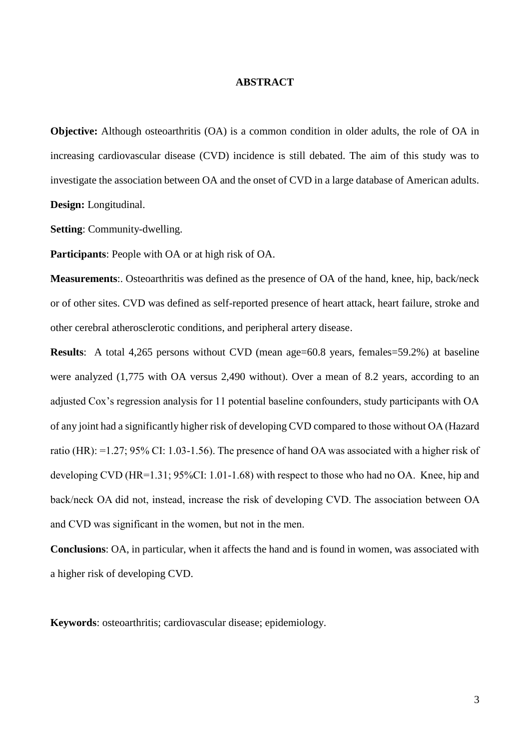## ABSTRACT

**Objective:** Although osteoarthritis (OA) is a common condition in older adults, the role of OA in increasing cardiovascular disease (CVD) incidence is still debated. The aim of this study was to investigate the association between OA and the onset of CVD in a large database of American adults.

**Design:** Longitudinal.

**Setting**: Community-dwelling.

**Participants**: People with OA or at high risk of OA.

**Measurements**:. Osteoarthritis was defined as the presence of OA of the hand, knee, hip, back/neck or of other sites. CVD was defined as self-reported presence of heart attack, heart failure, stroke and other cerebral atherosclerotic conditions, and peripheral artery disease.

**Results**: A total 4,265 persons without CVD (mean age=60.8 years, females=59.2%) at baseline were analyzed (1,775 with OA versus 2,490 without). Over a mean of 8.2 years, according to an adjusted Cox's regression analysis for 11 potential baseline confounders, study participants with OA of any joint had a significantly higher risk of developing CVD compared to those without OA (Hazard ratio (HR): =1.27; 95% CI: 1.03-1.56). The presence of hand OA was associated with a higher risk of developing CVD (HR=1.31; 95%CI: 1.01-1.68) with respect to those who had no OA. Knee, hip and back/neck OA did not, instead, increase the risk of developing CVD. The association between OA and CVD was significant in the women, but not in the men.

**Conclusions**: OA, in particular, when it affects the hand and is found in women, was associated with a higher risk of developing CVD.

**Keywords**: osteoarthritis; cardiovascular disease; epidemiology.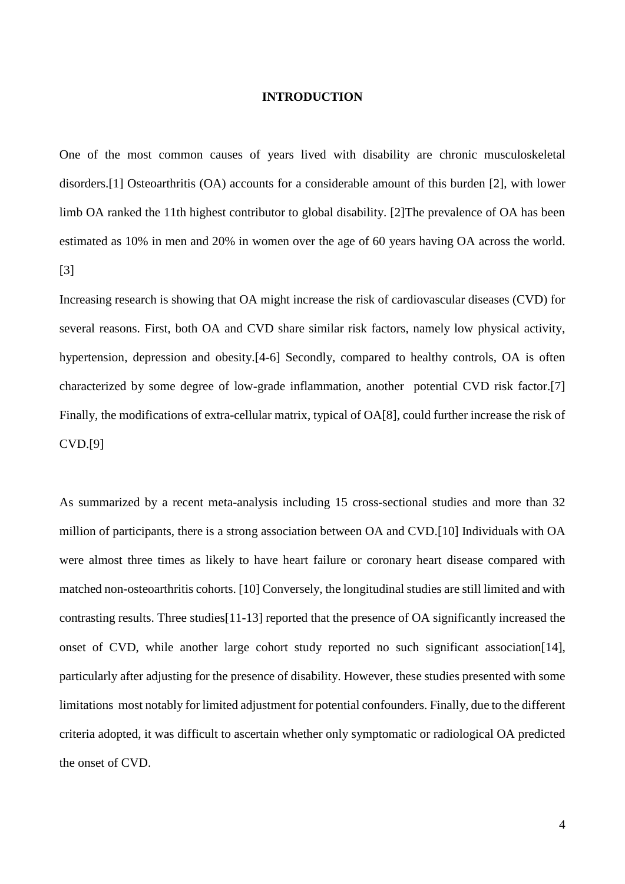# INTRODUCTION

One of the most common causes of years lived with disability are chronic musculoskeletal disorders.[1] Osteoarthritis (OA) accounts for a considerable amount of this burden [2], with lower limb OA ranked the 11th highest contributor to global disability. [2]The prevalence of OA has been estimated as 10% in men and 20% in women over the age of 60 years having OA across the world. [3]

Increasing research is showing that OA might increase the risk of cardiovascular diseases (CVD) for several reasons. First, both OA and CVD share similar risk factors, namely low physical activity, hypertension, depression and obesity.[4-6] Secondly, compared to healthy controls, OA is often characterized by some degree of low-grade inflammation, another potential CVD risk factor.[7] Finally, the modifications of extra-cellular matrix, typical of OA[8], could further increase the risk of CVD.[9]

As summarized by a recent meta-analysis including 15 cross-sectional studies and more than 32 million of participants, there is a strong association between OA and CVD.[10] Individuals with OA were almost three times as likely to have heart failure or coronary heart disease compared with matched non-osteoarthritis cohorts. [10] Conversely, the longitudinal studies are still limited and with contrasting results. Three studies[11-13] reported that the presence of OA significantly increased the onset of CVD, while another large cohort study reported no such significant association[14], particularly after adjusting for the presence of disability. However, these studies presented with some limitations most notably for limited adjustment for potential confounders. Finally, due to the different criteria adopted, it was difficult to ascertain whether only symptomatic or radiological OA predicted the onset of CVD.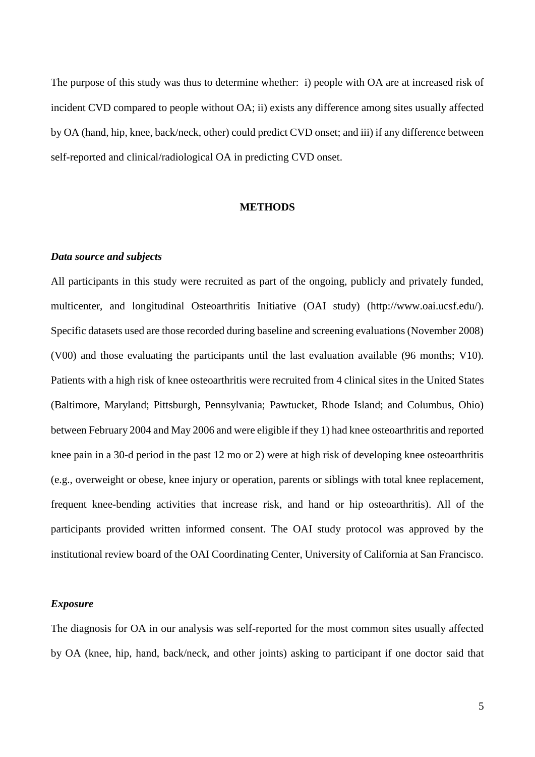The purpose of this study was thus to determine whether: i) people with OA are at increased risk of incident CVD compared to people without OA; ii) exists any difference among sites usually affected by OA (hand, hip, knee, back/neck, other) could predict CVD onset; and iii) if any difference between self-reported and clinical/radiological OA in predicting CVD onset.

## METHODS

### *Data source and subjects*

All participants in this study were recruited as part of the ongoing, publicly and privately funded, multicenter, and longitudinal Osteoarthritis Initiative (OAI study) (http://www.oai.ucsf.edu/). Specific datasets used are those recorded during baseline and screening evaluations (November 2008) (V00) and those evaluating the participants until the last evaluation available (96 months; V10). Patients with a high risk of knee osteoarthritis were recruited from 4 clinical sites in the United States (Baltimore, Maryland; Pittsburgh, Pennsylvania; Pawtucket, Rhode Island; and Columbus, Ohio) between February 2004 and May 2006 and were eligible if they 1) had knee osteoarthritis and reported knee pain in a 30-d period in the past 12 mo or 2) were at high risk of developing knee osteoarthritis (e.g., overweight or obese, knee injury or operation, parents or siblings with total knee replacement, frequent knee-bending activities that increase risk, and hand or hip osteoarthritis). All of the participants provided written informed consent. The OAI study protocol was approved by the institutional review board of the OAI Coordinating Center, University of California at San Francisco.

### *Exposure*

The diagnosis for OA in our analysis was self-reported for the most common sites usually affected by OA (knee, hip, hand, back/neck, and other joints) asking to participant if one doctor said that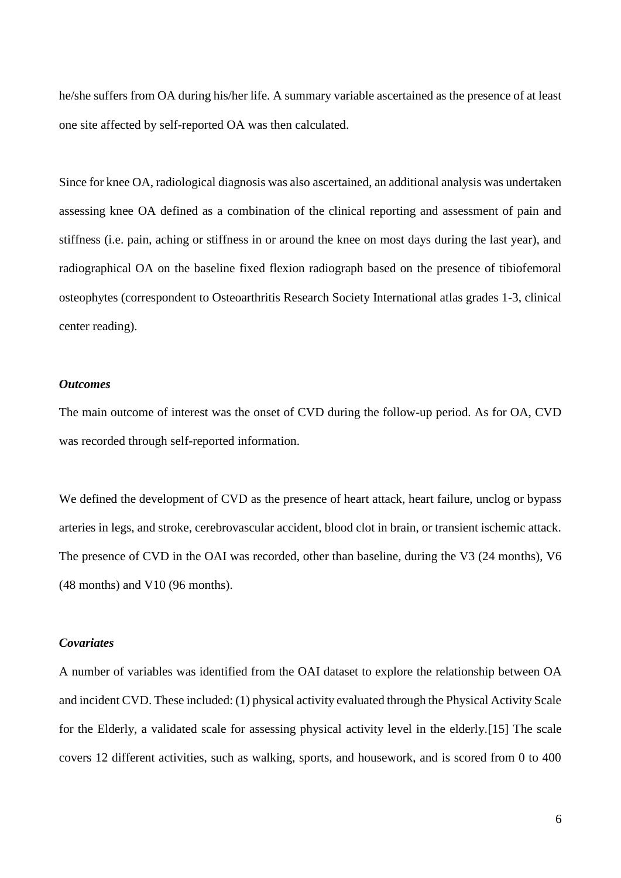he/she suffers from OA during his/her life. A summary variable ascertained as the presence of at least one site affected by self-reported OA was then calculated.

Since for knee OA, radiological diagnosis was also ascertained, an additional analysis was undertaken assessing knee OA defined as a combination of the clinical reporting and assessment of pain and stiffness (i.e. pain, aching or stiffness in or around the knee on most days during the last year), and radiographical OA on the baseline fixed flexion radiograph based on the presence of tibiofemoral osteophytes (correspondent to Osteoarthritis Research Society International atlas grades 1-3, clinical center reading).

***Outcomes***

The main outcome of interest was the onset of CVD during the follow-up period. As for OA, CVD was recorded through self-reported information.

We defined the development of CVD as the presence of heart attack, heart failure, unclog or bypass arteries in legs, and stroke, cerebrovascular accident, blood clot in brain, or transient ischemic attack. The presence of CVD in the OAI was recorded, other than baseline, during the V3 (24 months), V6 (48 months) and V10 (96 months).

***Covariates***

A number of variables was identified from the OAI dataset to explore the relationship between OA and incident CVD. These included: (1) physical activity evaluated through the Physical Activity Scale for the Elderly, a validated scale for assessing physical activity level in the elderly.[15] The scale covers 12 different activities, such as walking, sports, and housework, and is scored from 0 to 400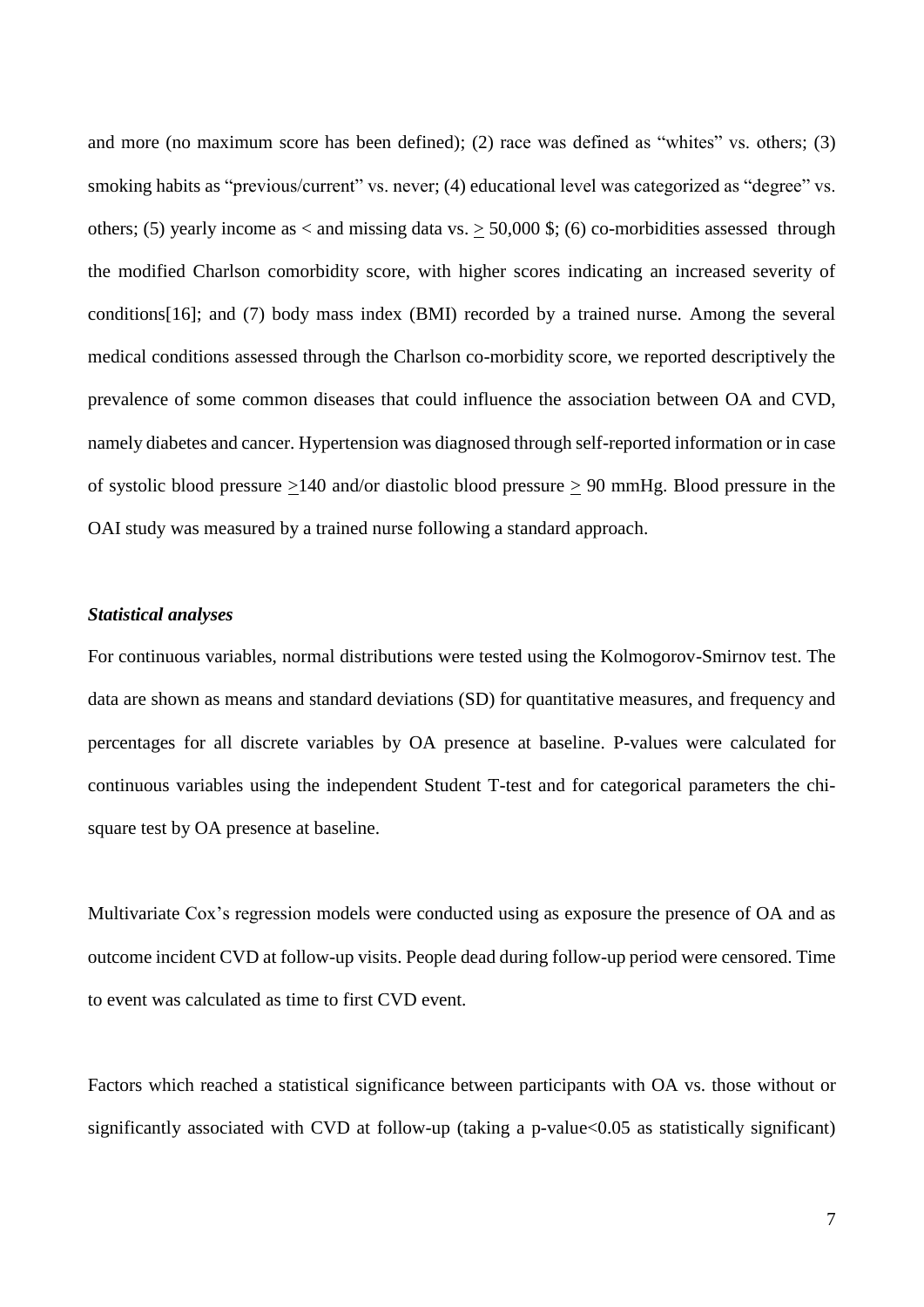and more (no maximum score has been defined); (2) race was defined as "whites" vs. others; (3) smoking habits as "previous/current" vs. never; (4) educational level was categorized as "degree" vs. others; (5) yearly income as < and missing data vs. ≥ 50,000 $; (6) co-morbidities assessed through the modified Charlson comorbidity score, with higher scores indicating an increased severity of conditions[16]; and (7) body mass index (BMI) recorded by a trained nurse. Among the several medical conditions assessed through the Charlson co-morbidity score, we reported descriptively the prevalence of some common diseases that could influence the association between OA and CVD, namely diabetes and cancer. Hypertension was diagnosed through self-reported information or in case of systolic blood pressure ≥140 and/or diastolic blood pressure ≥ 90 mmHg. Blood pressure in the OAI study was measured by a trained nurse following a standard approach.

### *Statistical analyses*

For continuous variables, normal distributions were tested using the Kolmogorov-Smirnov test. The data are shown as means and standard deviations (SD) for quantitative measures, and frequency and percentages for all discrete variables by OA presence at baseline. P-values were calculated for continuous variables using the independent Student T-test and for categorical parameters the chi-square test by OA presence at baseline.

Multivariate Cox's regression models were conducted using as exposure the presence of OA and as outcome incident CVD at follow-up visits. People dead during follow-up period were censored. Time to event was calculated as time to first CVD event.

Factors which reached a statistical significance between participants with OA vs. those without or significantly associated with CVD at follow-up (taking a p-value<0.05 as statistically significant)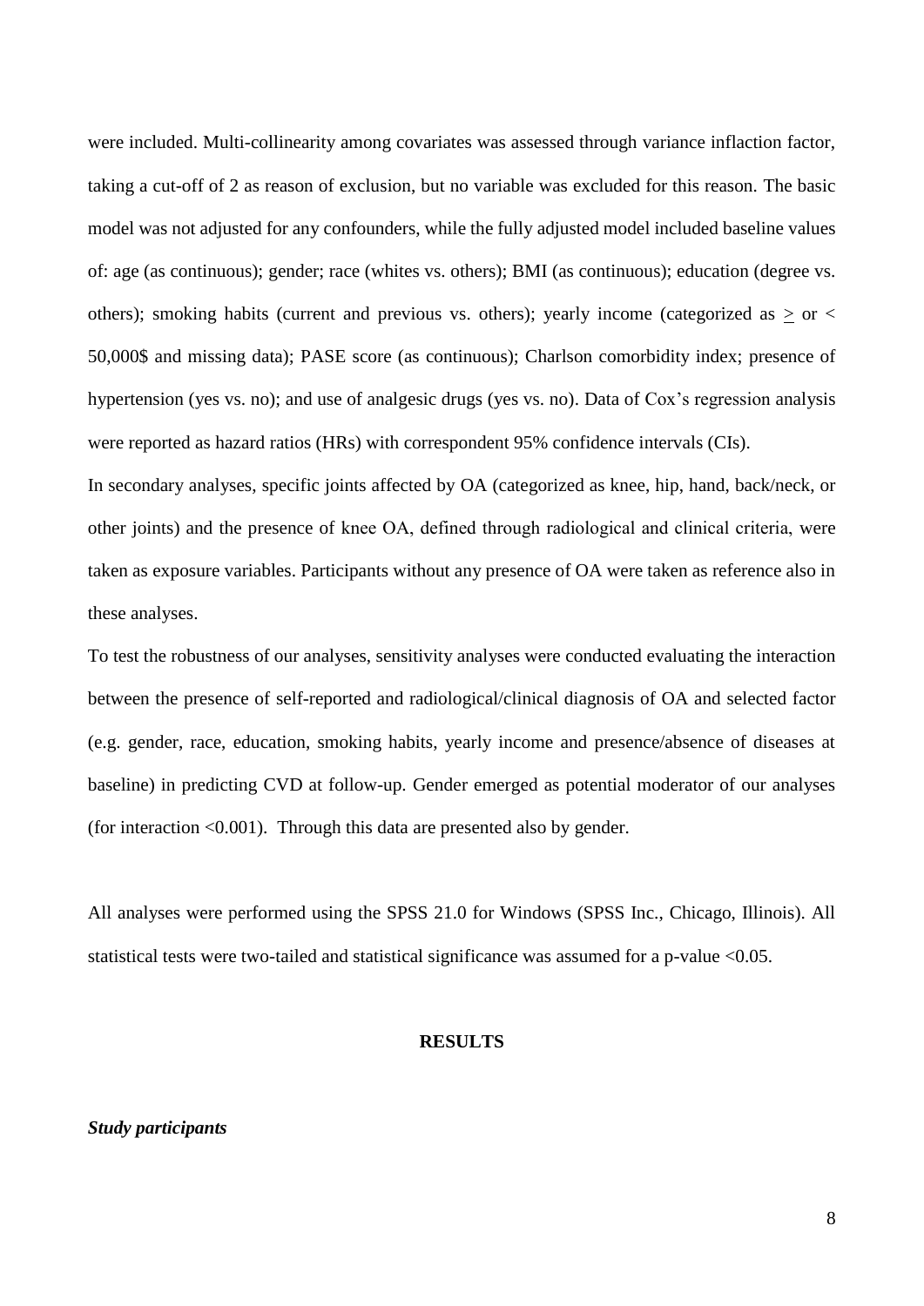were included. Multi-collinearity among covariates was assessed through variance inflaction factor, taking a cut-off of 2 as reason of exclusion, but no variable was excluded for this reason. The basic model was not adjusted for any confounders, while the fully adjusted model included baseline values of: age (as continuous); gender; race (whites vs. others); BMI (as continuous); education (degree vs. others); smoking habits (current and previous vs. others); yearly income (categorized as $\geq$ or $<$ 50,000$ and missing data); PASE score (as continuous); Charlson comorbidity index; presence of hypertension (yes vs. no); and use of analgesic drugs (yes vs. no). Data of Cox's regression analysis were reported as hazard ratios (HRs) with correspondent 95% confidence intervals (CIs).

In secondary analyses, specific joints affected by OA (categorized as knee, hip, hand, back/neck, or other joints) and the presence of knee OA, defined through radiological and clinical criteria, were taken as exposure variables. Participants without any presence of OA were taken as reference also in these analyses.

To test the robustness of our analyses, sensitivity analyses were conducted evaluating the interaction between the presence of self-reported and radiological/clinical diagnosis of OA and selected factor (e.g. gender, race, education, smoking habits, yearly income and presence/absence of diseases at baseline) in predicting CVD at follow-up. Gender emerged as potential moderator of our analyses (for interaction <0.001). Through this data are presented also by gender.

All analyses were performed using the SPSS 21.0 for Windows (SPSS Inc., Chicago, Illinois). All statistical tests were two-tailed and statistical significance was assumed for a p-value <0.05.

## RESULTS

***Study participants***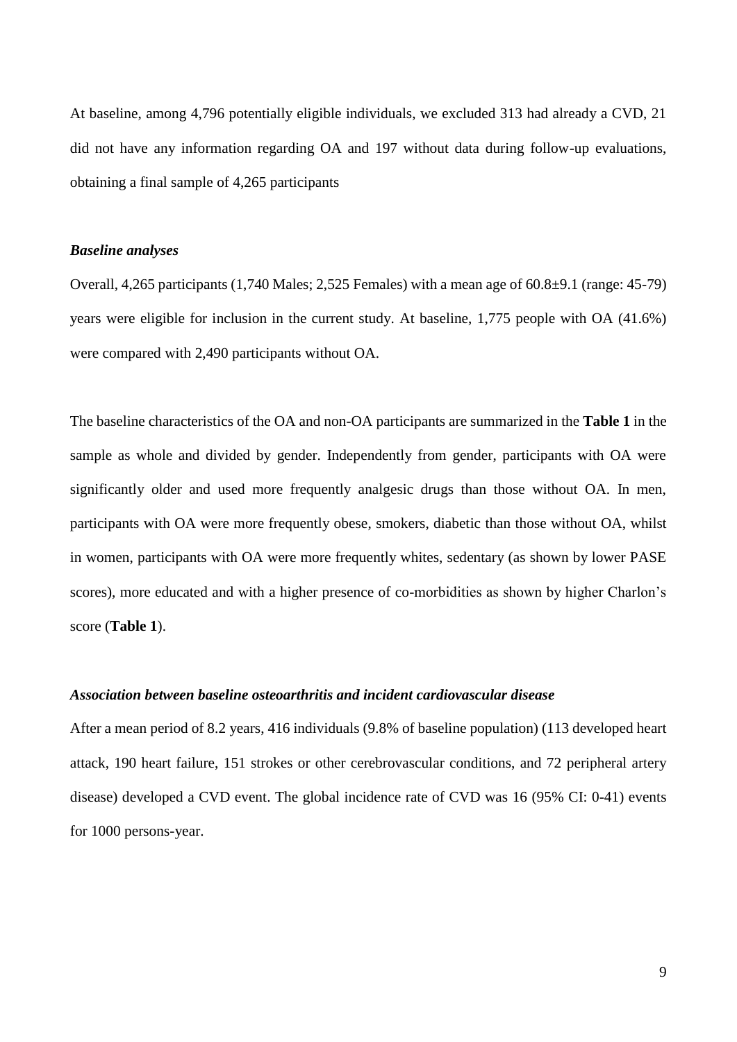At baseline, among 4,796 potentially eligible individuals, we excluded 313 had already a CVD, 21 did not have any information regarding OA and 197 without data during follow-up evaluations, obtaining a final sample of 4,265 participants

### *Baseline analyses*

Overall, 4,265 participants (1,740 Males; 2,525 Females) with a mean age of 60.8±9.1 (range: 45-79) years were eligible for inclusion in the current study. At baseline, 1,775 people with OA (41.6%) were compared with 2,490 participants without OA.

The baseline characteristics of the OA and non-OA participants are summarized in the **Table 1** in the sample as whole and divided by gender. Independently from gender, participants with OA were significantly older and used more frequently analgesic drugs than those without OA. In men, participants with OA were more frequently obese, smokers, diabetic than those without OA, whilst in women, participants with OA were more frequently whites, sedentary (as shown by lower PASE scores), more educated and with a higher presence of co-morbidities as shown by higher Charlon's score (**Table 1**).

### *Association between baseline osteoarthritis and incident cardiovascular disease*

After a mean period of 8.2 years, 416 individuals (9.8% of baseline population) (113 developed heart attack, 190 heart failure, 151 strokes or other cerebrovascular conditions, and 72 peripheral artery disease) developed a CVD event. The global incidence rate of CVD was 16 (95% CI: 0-41) events for 1000 persons-year.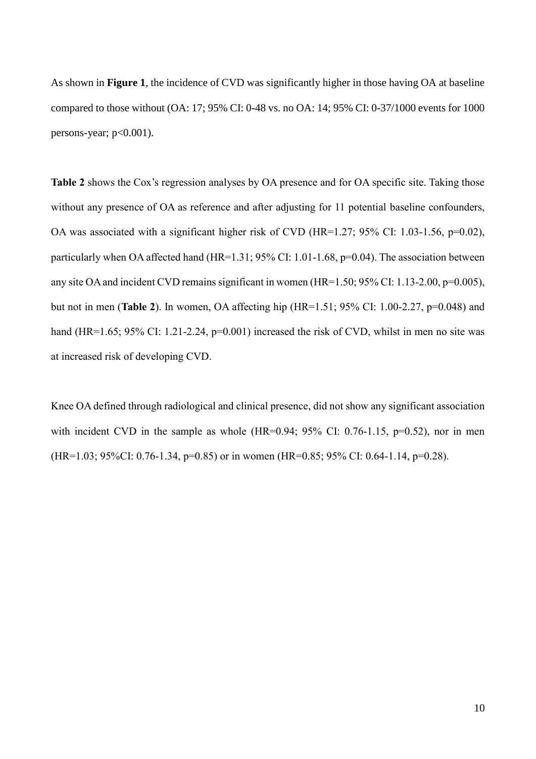As shown in **Figure 1**, the incidence of CVD was significantly higher in those having OA at baseline compared to those without (OA: 17; 95% CI: 0-48 vs. no OA: 14; 95% CI: 0-37/1000 events for 1000 persons-year; $p<0.001$).

**Table 2** shows the Cox's regression analyses by OA presence and for OA specific site. Taking those without any presence of OA as reference and after adjusting for 11 potential baseline confounders, OA was associated with a significant higher risk of CVD (HR=1.27; 95% CI: 1.03-1.56, $p=0.02$), particularly when OA affected hand (HR=1.31; 95% CI: 1.01-1.68, $p=0.04$). The association between any site OA and incident CVD remains significant in women (HR=1.50; 95% CI: 1.13-2.00, $p=0.005$), but not in men (**Table 2**). In women, OA affecting hip (HR=1.51; 95% CI: 1.00-2.27, $p=0.048$) and hand (HR=1.65; 95% CI: 1.21-2.24, $p=0.001$) increased the risk of CVD, whilst in men no site was at increased risk of developing CVD.

Knee OA defined through radiological and clinical presence, did not show any significant association with incident CVD in the sample as whole (HR=0.94; 95% CI: 0.76-1.15, $p=0.52$), nor in men (HR=1.03; 95%CI: 0.76-1.34, $p=0.85$) or in women (HR=0.85; 95% CI: 0.64-1.14, $p=0.28$).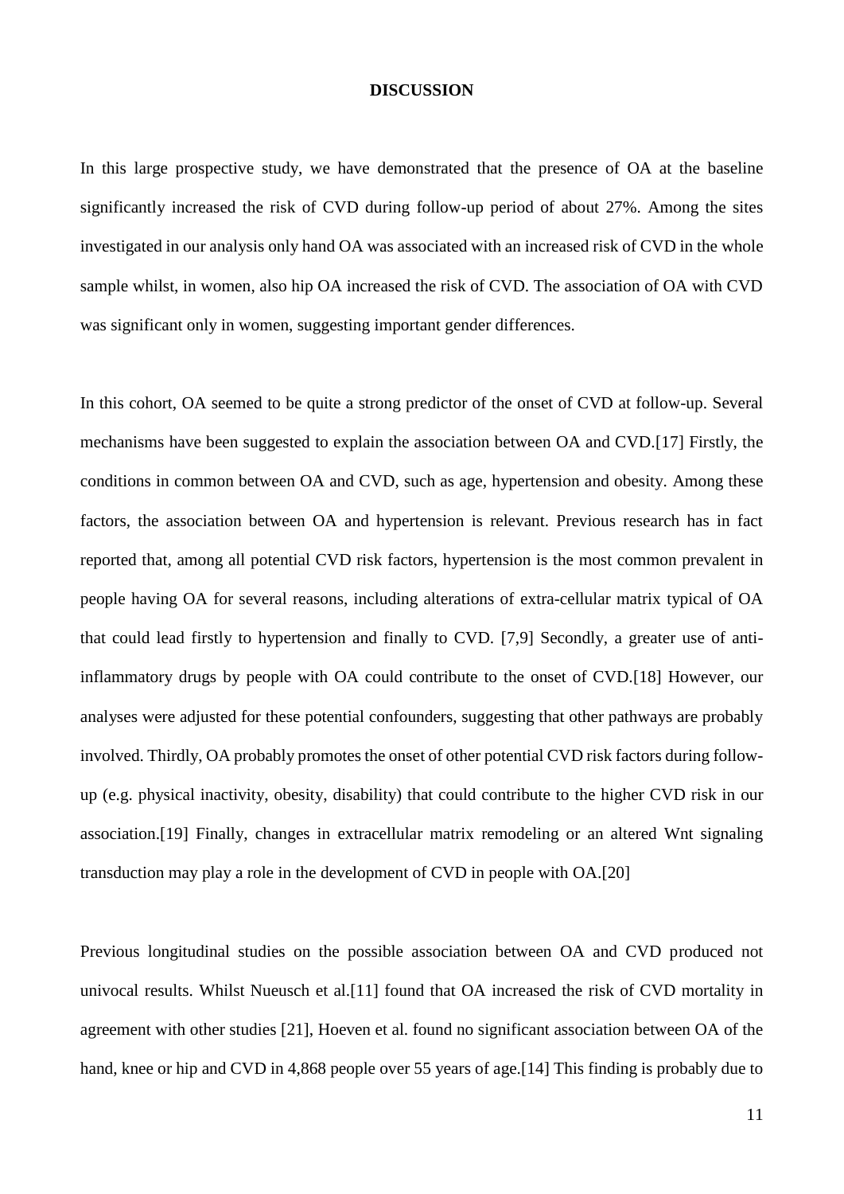## DISCUSSION

In this large prospective study, we have demonstrated that the presence of OA at the baseline significantly increased the risk of CVD during follow-up period of about 27%. Among the sites investigated in our analysis only hand OA was associated with an increased risk of CVD in the whole sample whilst, in women, also hip OA increased the risk of CVD. The association of OA with CVD was significant only in women, suggesting important gender differences.

In this cohort, OA seemed to be quite a strong predictor of the onset of CVD at follow-up. Several mechanisms have been suggested to explain the association between OA and CVD.[17] Firstly, the conditions in common between OA and CVD, such as age, hypertension and obesity. Among these factors, the association between OA and hypertension is relevant. Previous research has in fact reported that, among all potential CVD risk factors, hypertension is the most common prevalent in people having OA for several reasons, including alterations of extra-cellular matrix typical of OA that could lead firstly to hypertension and finally to CVD. [7,9] Secondly, a greater use of anti-inflammatory drugs by people with OA could contribute to the onset of CVD.[18] However, our analyses were adjusted for these potential confounders, suggesting that other pathways are probably involved. Thirdly, OA probably promotes the onset of other potential CVD risk factors during follow-up (e.g. physical inactivity, obesity, disability) that could contribute to the higher CVD risk in our association.[19] Finally, changes in extracellular matrix remodeling or an altered Wnt signaling transduction may play a role in the development of CVD in people with OA.[20]

Previous longitudinal studies on the possible association between OA and CVD produced not univocal results. Whilst Nueusch et al.[11] found that OA increased the risk of CVD mortality in agreement with other studies [21], Hoeven et al. found no significant association between OA of the hand, knee or hip and CVD in 4,868 people over 55 years of age.[14] This finding is probably due to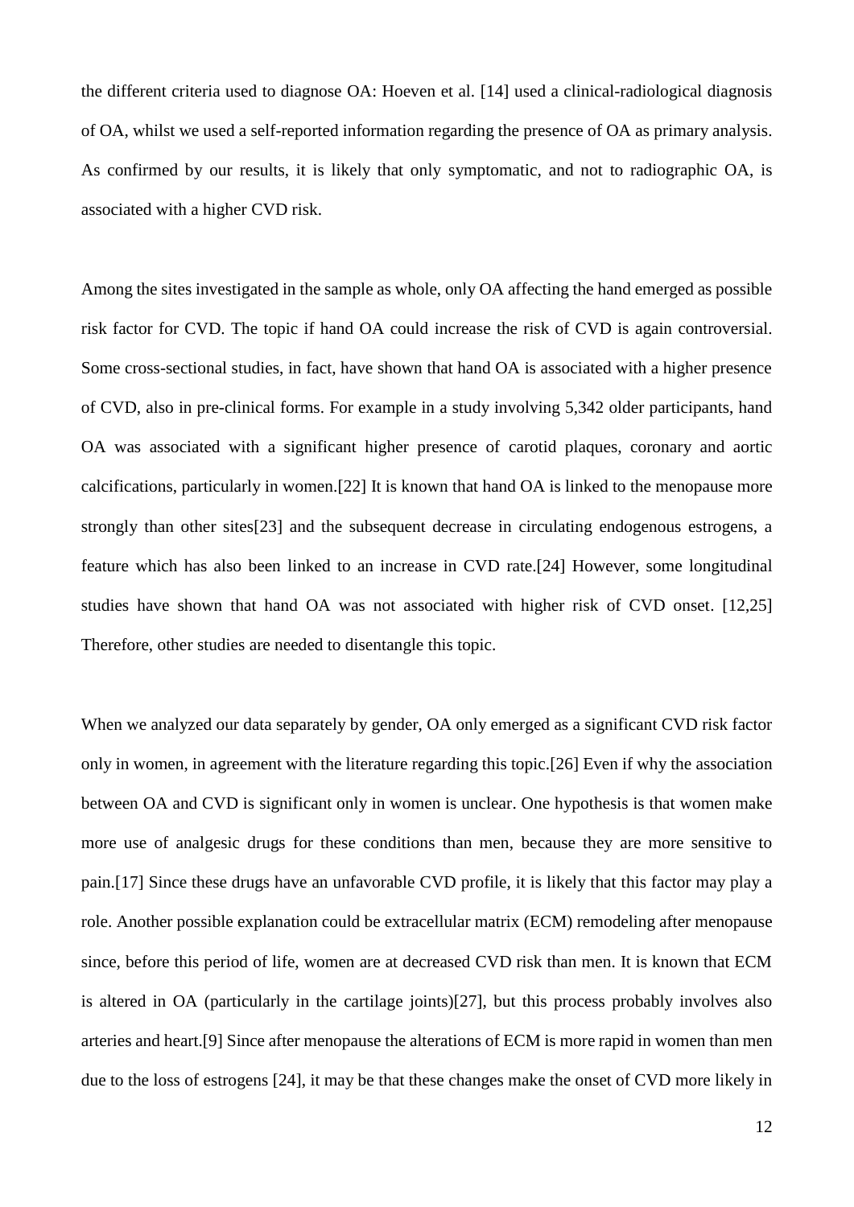the different criteria used to diagnose OA: Hoeven et al. [14] used a clinical-radiological diagnosis of OA, whilst we used a self-reported information regarding the presence of OA as primary analysis. As confirmed by our results, it is likely that only symptomatic, and not to radiographic OA, is associated with a higher CVD risk.

Among the sites investigated in the sample as whole, only OA affecting the hand emerged as possible risk factor for CVD. The topic if hand OA could increase the risk of CVD is again controversial. Some cross-sectional studies, in fact, have shown that hand OA is associated with a higher presence of CVD, also in pre-clinical forms. For example in a study involving 5,342 older participants, hand OA was associated with a significant higher presence of carotid plaques, coronary and aortic calcifications, particularly in women.[22] It is known that hand OA is linked to the menopause more strongly than other sites[23] and the subsequent decrease in circulating endogenous estrogens, a feature which has also been linked to an increase in CVD rate.[24] However, some longitudinal studies have shown that hand OA was not associated with higher risk of CVD onset. [12,25] Therefore, other studies are needed to disentangle this topic.

When we analyzed our data separately by gender, OA only emerged as a significant CVD risk factor only in women, in agreement with the literature regarding this topic.[26] Even if why the association between OA and CVD is significant only in women is unclear. One hypothesis is that women make more use of analgesic drugs for these conditions than men, because they are more sensitive to pain.[17] Since these drugs have an unfavorable CVD profile, it is likely that this factor may play a role. Another possible explanation could be extracellular matrix (ECM) remodeling after menopause since, before this period of life, women are at decreased CVD risk than men. It is known that ECM is altered in OA (particularly in the cartilage joints)[27], but this process probably involves also arteries and heart.[9] Since after menopause the alterations of ECM is more rapid in women than men due to the loss of estrogens [24], it may be that these changes make the onset of CVD more likely in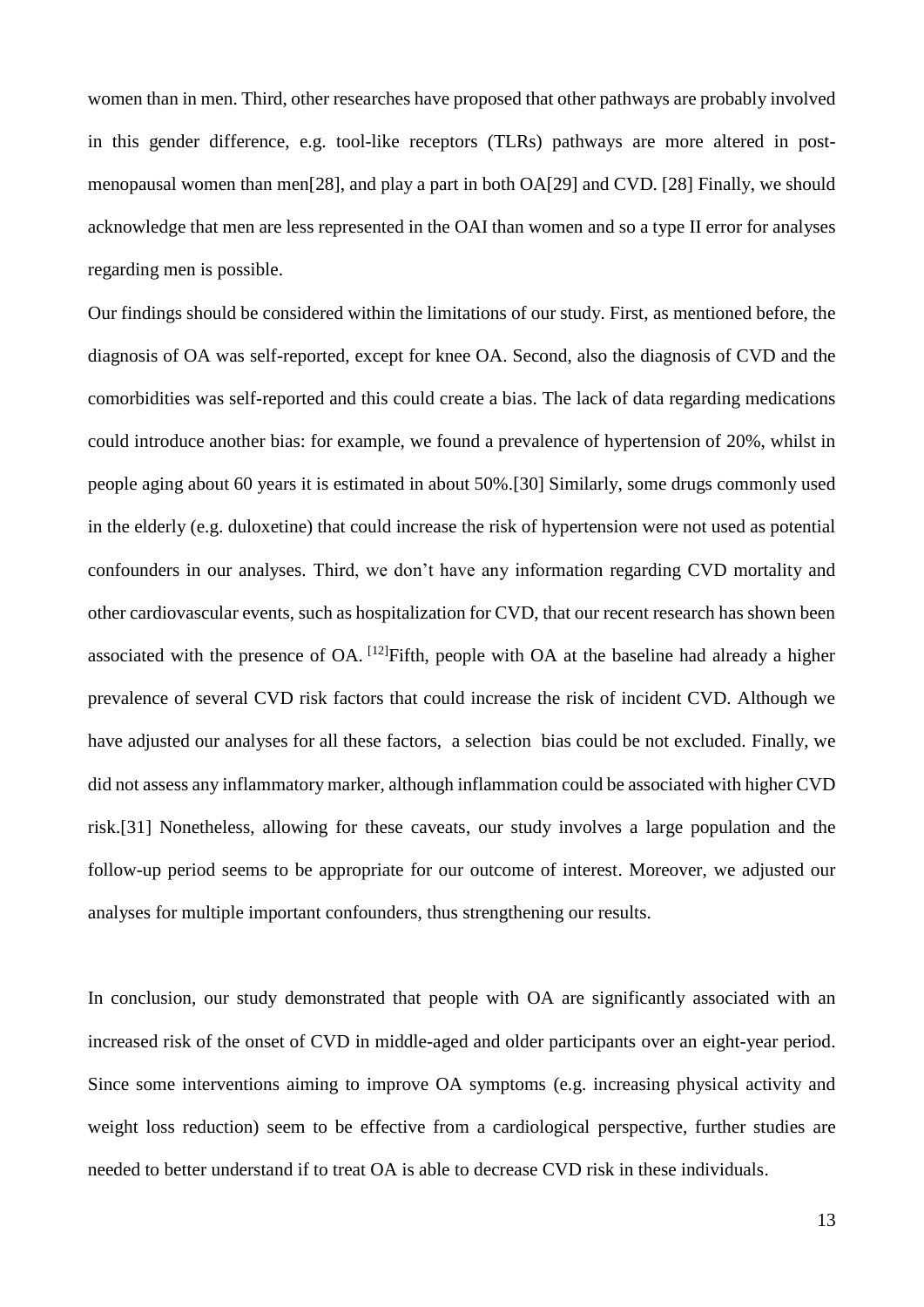women than in men. Third, other researches have proposed that other pathways are probably involved in this gender difference, e.g. tool-like receptors (TLRs) pathways are more altered in post-menopausal women than men[28], and play a part in both OA[29] and CVD. [28] Finally, we should acknowledge that men are less represented in the OAI than women and so a type II error for analyses regarding men is possible.

Our findings should be considered within the limitations of our study. First, as mentioned before, the diagnosis of OA was self-reported, except for knee OA. Second, also the diagnosis of CVD and the comorbidities was self-reported and this could create a bias. The lack of data regarding medications could introduce another bias: for example, we found a prevalence of hypertension of 20%, whilst in people aging about 60 years it is estimated in about 50%.[30] Similarly, some drugs commonly used in the elderly (e.g. duloxetine) that could increase the risk of hypertension were not used as potential confounders in our analyses. Third, we don't have any information regarding CVD mortality and other cardiovascular events, such as hospitalization for CVD, that our recent research has shown been associated with the presence of OA. [12]Fifth, people with OA at the baseline had already a higher prevalence of several CVD risk factors that could increase the risk of incident CVD. Although we have adjusted our analyses for all these factors, a selection bias could be not excluded. Finally, we did not assess any inflammatory marker, although inflammation could be associated with higher CVD risk.[31] Nonetheless, allowing for these caveats, our study involves a large population and the follow-up period seems to be appropriate for our outcome of interest. Moreover, we adjusted our analyses for multiple important confounders, thus strengthening our results.

In conclusion, our study demonstrated that people with OA are significantly associated with an increased risk of the onset of CVD in middle-aged and older participants over an eight-year period. Since some interventions aiming to improve OA symptoms (e.g. increasing physical activity and weight loss reduction) seem to be effective from a cardiological perspective, further studies are needed to better understand if to treat OA is able to decrease CVD risk in these individuals.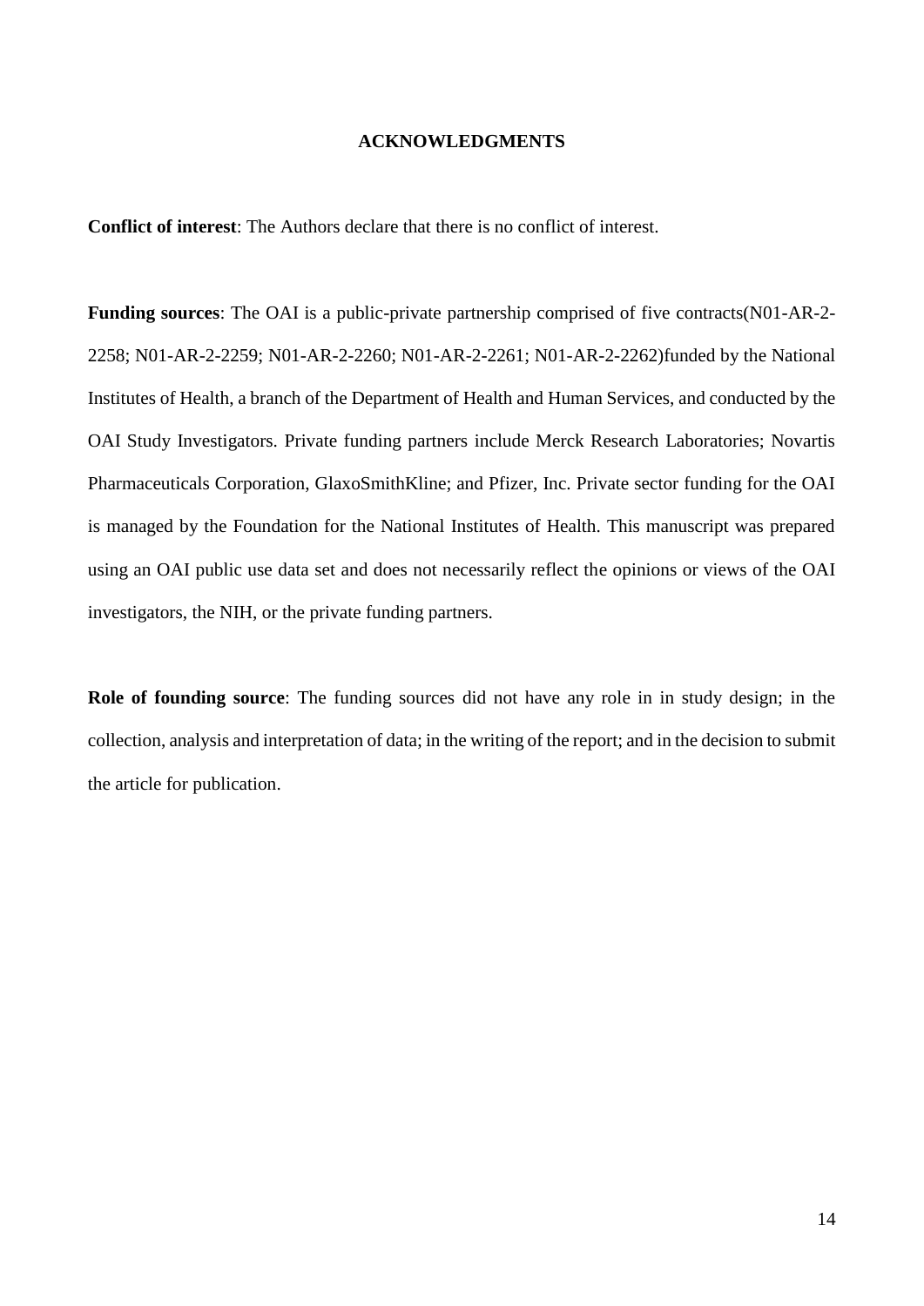## ACKNOWLEDGMENTS

**Conflict of interest**: The Authors declare that there is no conflict of interest.

**Funding sources**: The OAI is a public-private partnership comprised of five contracts(N01-AR-2-2258; N01-AR-2-2259; N01-AR-2-2260; N01-AR-2-2261; N01-AR-2-2262)funded by the National Institutes of Health, a branch of the Department of Health and Human Services, and conducted by the OAI Study Investigators. Private funding partners include Merck Research Laboratories; Novartis Pharmaceuticals Corporation, GlaxoSmithKline; and Pfizer, Inc. Private sector funding for the OAI is managed by the Foundation for the National Institutes of Health. This manuscript was prepared using an OAI public use data set and does not necessarily reflect the opinions or views of the OAI investigators, the NIH, or the private funding partners.

**Role of founding source**: The funding sources did not have any role in in study design; in the collection, analysis and interpretation of data; in the writing of the report; and in the decision to submit the article for publication.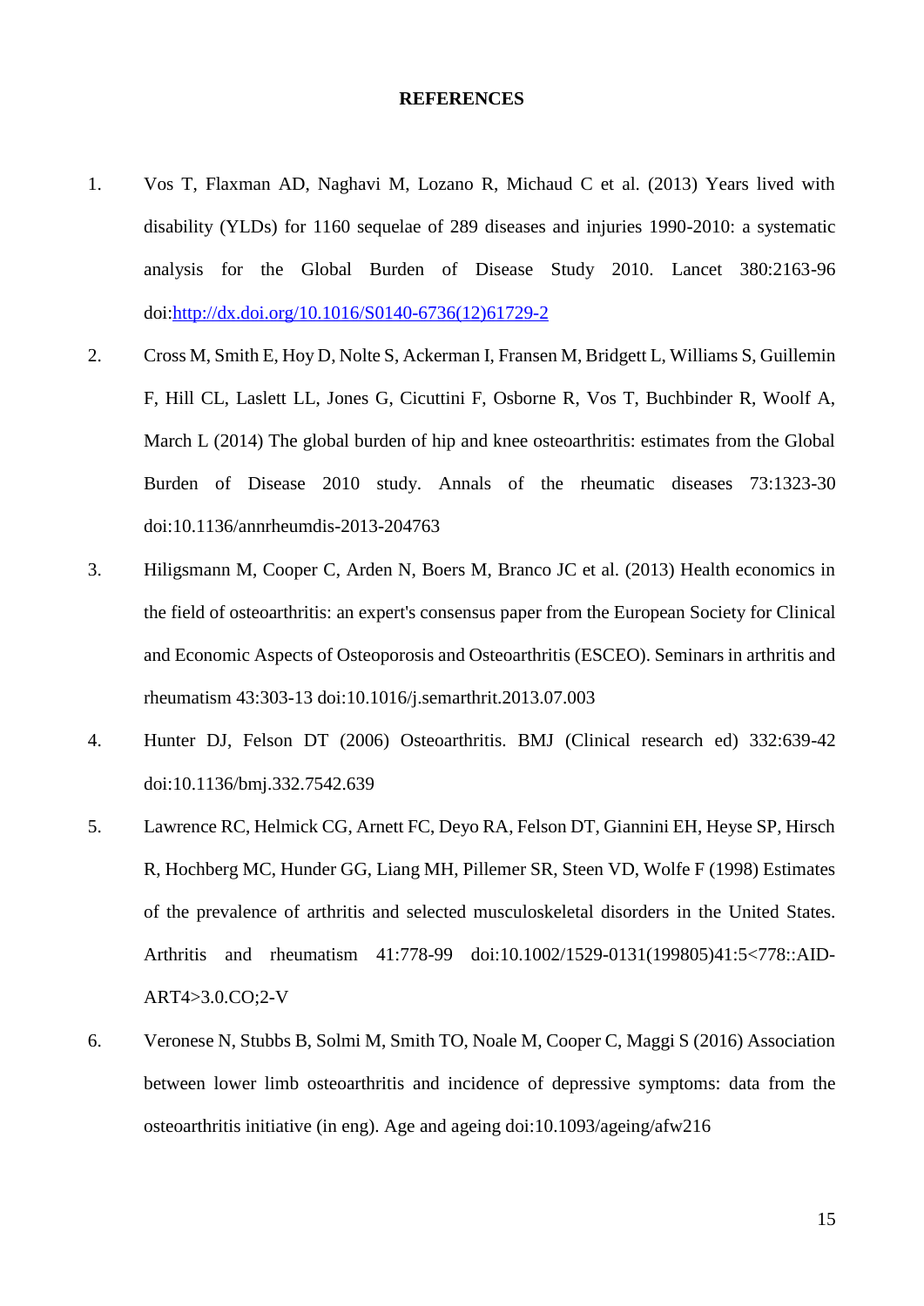## REFERENCES

1. Vos T, Flaxman AD, Naghavi M, Lozano R, Michaud C et al. (2013) Years lived with disability (YLDs) for 1160 sequelae of 289 diseases and injuries 1990-2010: a systematic analysis for the Global Burden of Disease Study 2010. Lancet 380:2163-96 doi:http://dx.doi.org/10.1016/S0140-6736(12)61729-2
2. Cross M, Smith E, Hoy D, Nolte S, Ackerman I, Fransen M, Bridgett L, Williams S, Guillemin F, Hill CL, Laslett LL, Jones G, Cicuttini F, Osborne R, Vos T, Buchbinder R, Woolf A, March L (2014) The global burden of hip and knee osteoarthritis: estimates from the Global Burden of Disease 2010 study. Annals of the rheumatic diseases 73:1323-30 doi:10.1136/annrheumdis-2013-204763
3. Hiligsmann M, Cooper C, Arden N, Boers M, Branco JC et al. (2013) Health economics in the field of osteoarthritis: an expert's consensus paper from the European Society for Clinical and Economic Aspects of Osteoporosis and Osteoarthritis (ESCEO). Seminars in arthritis and rheumatism 43:303-13 doi:10.1016/j.semarthrit.2013.07.003
4. Hunter DJ, Felson DT (2006) Osteoarthritis. BMJ (Clinical research ed) 332:639-42 doi:10.1136/bmj.332.7542.639
5. Lawrence RC, Helmick CG, Arnett FC, Deyo RA, Felson DT, Giannini EH, Heyse SP, Hirsch R, Hochberg MC, Hunder GG, Liang MH, Pillemer SR, Steen VD, Wolfe F (1998) Estimates of the prevalence of arthritis and selected musculoskeletal disorders in the United States. Arthritis and rheumatism 41:778-99 doi:10.1002/1529-0131(199805)41:5<778::AID-ART4>3.0.CO;2-V
6. Veronese N, Stubbs B, Solmi M, Smith TO, Noale M, Cooper C, Maggi S (2016) Association between lower limb osteoarthritis and incidence of depressive symptoms: data from the osteoarthritis initiative (in eng). Age and ageing doi:10.1093/ageing/afw216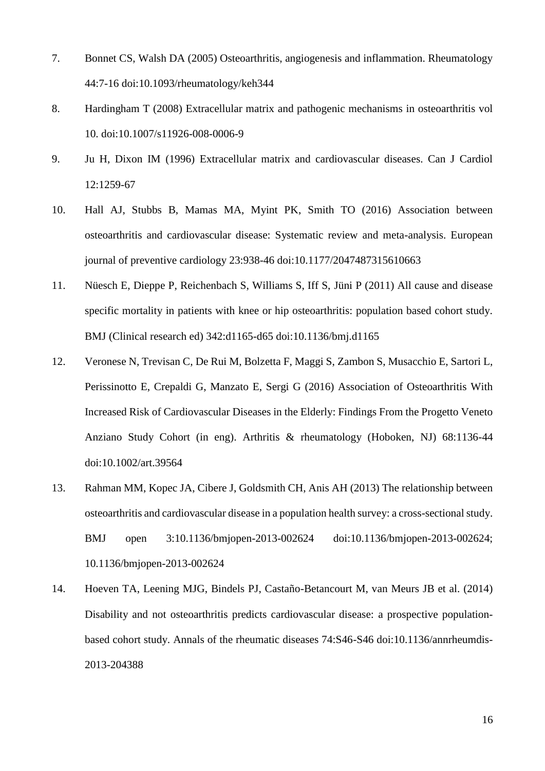7. Bonnet CS, Walsh DA (2005) Osteoarthritis, angiogenesis and inflammation. Rheumatology 44:7-16 doi:10.1093/rheumatology/keh344

8. Hardingham T (2008) Extracellular matrix and pathogenic mechanisms in osteoarthritis vol 10. doi:10.1007/s11926-008-0006-9

9. Ju H, Dixon IM (1996) Extracellular matrix and cardiovascular diseases. Can J Cardiol 12:1259-67

10. Hall AJ, Stubbs B, Mamas MA, Myint PK, Smith TO (2016) Association between osteoarthritis and cardiovascular disease: Systematic review and meta-analysis. European journal of preventive cardiology 23:938-46 doi:10.1177/2047487315610663

11. Nüesch E, Dieppe P, Reichenbach S, Williams S, Iff S, Jüni P (2011) All cause and disease specific mortality in patients with knee or hip osteoarthritis: population based cohort study. BMJ (Clinical research ed) 342:d1165-d65 doi:10.1136/bmj.d1165

12. Veronese N, Trevisan C, De Rui M, Bolzetta F, Maggi S, Zambon S, Musacchio E, Sartori L, Perissinotto E, Crepaldi G, Manzato E, Sergi G (2016) Association of Osteoarthritis With Increased Risk of Cardiovascular Diseases in the Elderly: Findings From the Progetto Veneto Anziano Study Cohort (in eng). Arthritis & rheumatology (Hoboken, NJ) 68:1136-44 doi:10.1002/art.39564

13. Rahman MM, Kopec JA, Cibere J, Goldsmith CH, Anis AH (2013) The relationship between osteoarthritis and cardiovascular disease in a population health survey: a cross-sectional study. BMJ open 3:10.1136/bmjopen-2013-002624 doi:10.1136/bmjopen-2013-002624; 10.1136/bmjopen-2013-002624

14. Hoeven TA, Leening MJG, Bindels PJ, Castaño-Betancourt M, van Meurs JB et al. (2014) Disability and not osteoarthritis predicts cardiovascular disease: a prospective population-based cohort study. Annals of the rheumatic diseases 74:S46-S46 doi:10.1136/annrheumdis-2013-204388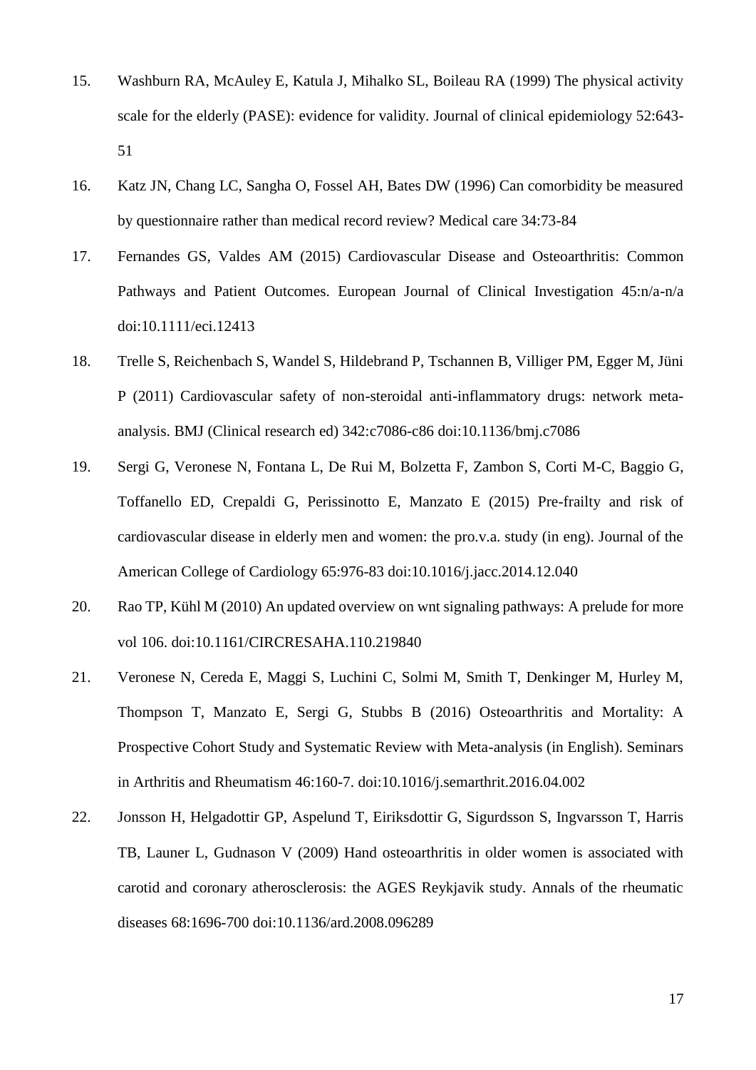15. Washburn RA, McAuley E, Katula J, Mihalko SL, Boileau RA (1999) The physical activity scale for the elderly (PASE): evidence for validity. Journal of clinical epidemiology 52:643-51

16. Katz JN, Chang LC, Sangha O, Fossel AH, Bates DW (1996) Can comorbidity be measured by questionnaire rather than medical record review? Medical care 34:73-84

17. Fernandes GS, Valdes AM (2015) Cardiovascular Disease and Osteoarthritis: Common Pathways and Patient Outcomes. European Journal of Clinical Investigation 45:n/a-n/a doi:10.1111/eci.12413

18. Trelle S, Reichenbach S, Wandel S, Hildebrand P, Tschannen B, Villiger PM, Egger M, Jüni P (2011) Cardiovascular safety of non-steroidal anti-inflammatory drugs: network meta-analysis. BMJ (Clinical research ed) 342:c7086-c86 doi:10.1136/bmj.c7086

19. Sergi G, Veronese N, Fontana L, De Rui M, Bolzetta F, Zambon S, Corti M-C, Baggio G, Toffanello ED, Crepaldi G, Perissinotto E, Manzato E (2015) Pre-frailty and risk of cardiovascular disease in elderly men and women: the pro.v.a. study (in eng). Journal of the American College of Cardiology 65:976-83 doi:10.1016/j.jacc.2014.12.040

20. Rao TP, Kühl M (2010) An updated overview on wnt signaling pathways: A prelude for more vol 106. doi:10.1161/CIRCRESAHA.110.219840

21. Veronese N, Cereda E, Maggi S, Luchini C, Solmi M, Smith T, Denkinger M, Hurley M, Thompson T, Manzato E, Sergi G, Stubbs B (2016) Osteoarthritis and Mortality: A Prospective Cohort Study and Systematic Review with Meta-analysis (in English). Seminars in Arthritis and Rheumatism 46:160-7. doi:10.1016/j.semarthrit.2016.04.002

22. Jonsson H, Helgadottir GP, Aspelund T, Eiriksdottir G, Sigurdsson S, Ingvarsson T, Harris TB, Launer L, Gudnason V (2009) Hand osteoarthritis in older women is associated with carotid and coronary atherosclerosis: the AGES Reykjavik study. Annals of the rheumatic diseases 68:1696-700 doi:10.1136/ard.2008.096289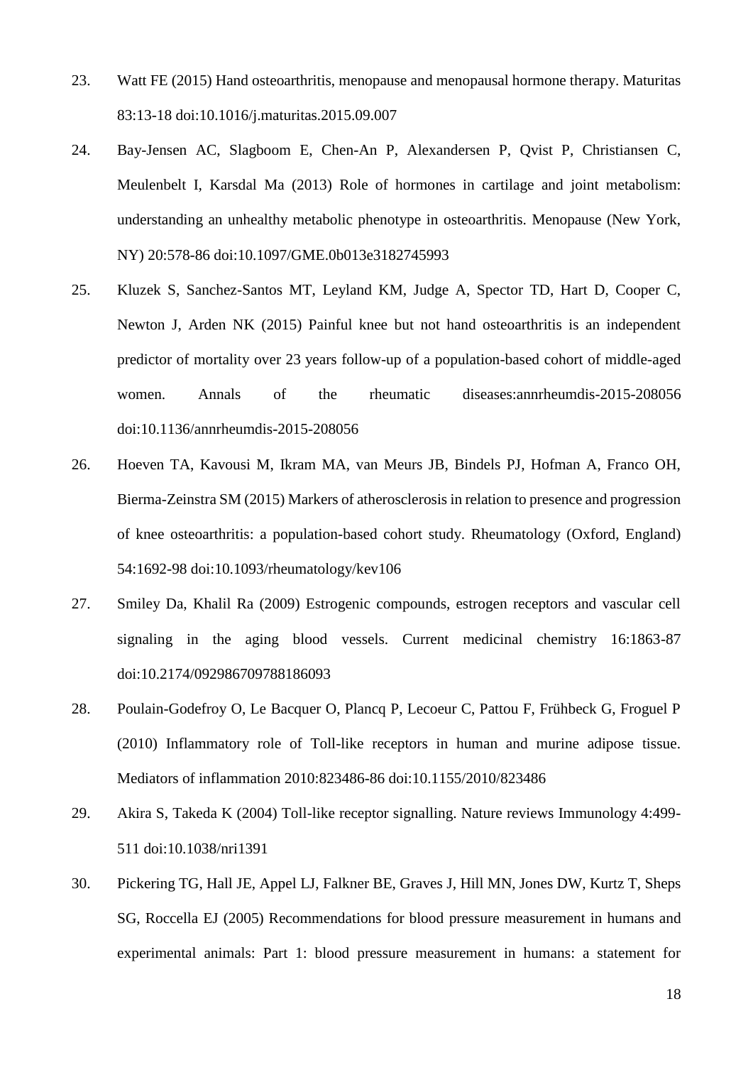23. Watt FE (2015) Hand osteoarthritis, menopause and menopausal hormone therapy. Maturitas 83:13-18 doi:10.1016/j.maturitas.2015.09.007

24. Bay-Jensen AC, Slagboom E, Chen-An P, Alexandersen P, Qvist P, Christiansen C, Meulenbelt I, Karsdal Ma (2013) Role of hormones in cartilage and joint metabolism: understanding an unhealthy metabolic phenotype in osteoarthritis. Menopause (New York, NY) 20:578-86 doi:10.1097/GME.0b013e3182745993

25. Kluzek S, Sanchez-Santos MT, Leyland KM, Judge A, Spector TD, Hart D, Cooper C, Newton J, Arden NK (2015) Painful knee but not hand osteoarthritis is an independent predictor of mortality over 23 years follow-up of a population-based cohort of middle-aged women. Annals of the rheumatic diseases:annrheumdis-2015-208056 doi:10.1136/annrheumdis-2015-208056

26. Hoeven TA, Kavousi M, Ikram MA, van Meurs JB, Bindels PJ, Hofman A, Franco OH, Bierma-Zeinstra SM (2015) Markers of atherosclerosis in relation to presence and progression of knee osteoarthritis: a population-based cohort study. Rheumatology (Oxford, England) 54:1692-98 doi:10.1093/rheumatology/kev106

27. Smiley Da, Khalil Ra (2009) Estrogenic compounds, estrogen receptors and vascular cell signaling in the aging blood vessels. Current medicinal chemistry 16:1863-87 doi:10.2174/092986709788186093

28. Poulain-Godefroy O, Le Bacquer O, Plancq P, Lecoeur C, Pattou F, Frühbeck G, Froguel P (2010) Inflammatory role of Toll-like receptors in human and murine adipose tissue. Mediators of inflammation 2010:823486-86 doi:10.1155/2010/823486

29. Akira S, Takeda K (2004) Toll-like receptor signalling. Nature reviews Immunology 4:499-511 doi:10.1038/nri1391

30. Pickering TG, Hall JE, Appel LJ, Falkner BE, Graves J, Hill MN, Jones DW, Kurtz T, Sheps SG, Roccella EJ (2005) Recommendations for blood pressure measurement in humans and experimental animals: Part 1: blood pressure measurement in humans: a statement for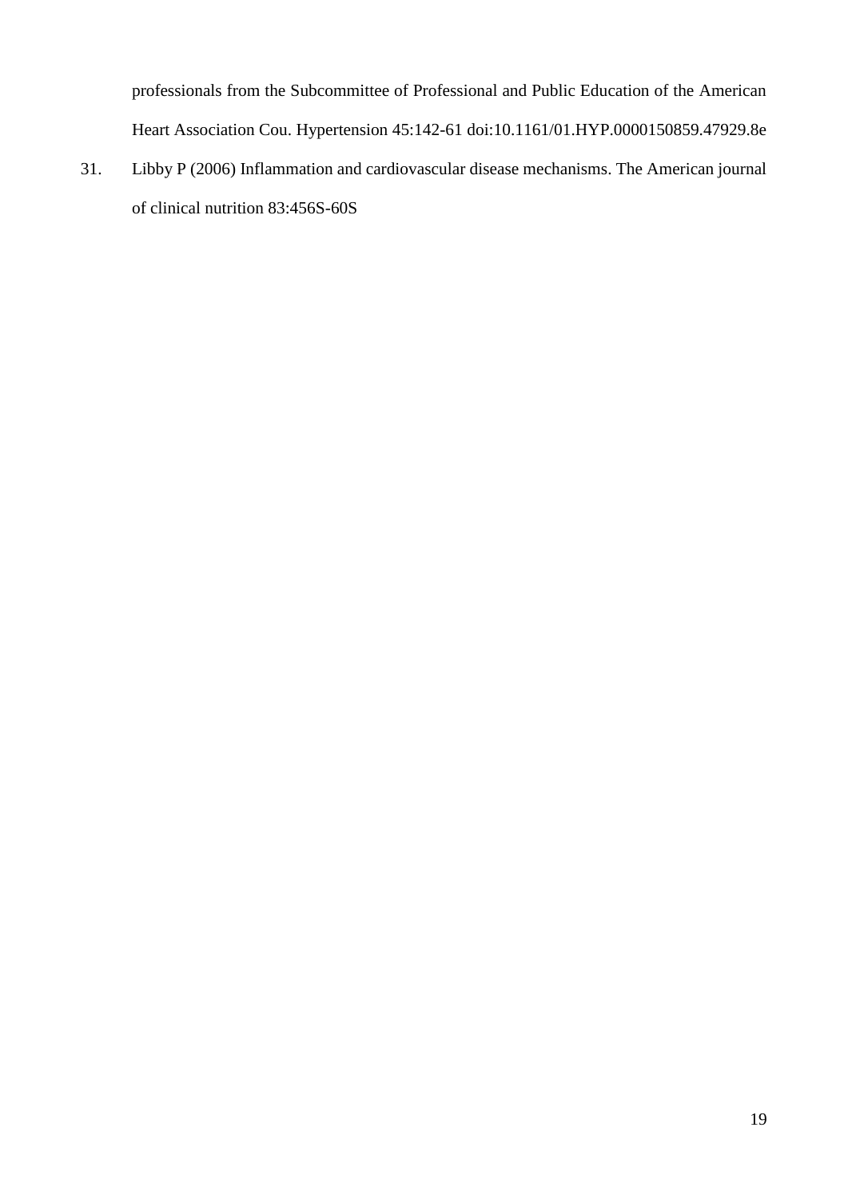professionals from the Subcommittee of Professional and Public Education of the American Heart Association Cou. Hypertension 45:142-61 doi:10.1161/01.HYP.0000150859.47929.8e

31. Libby P (2006) Inflammation and cardiovascular disease mechanisms. The American journal of clinical nutrition 83:456S-60S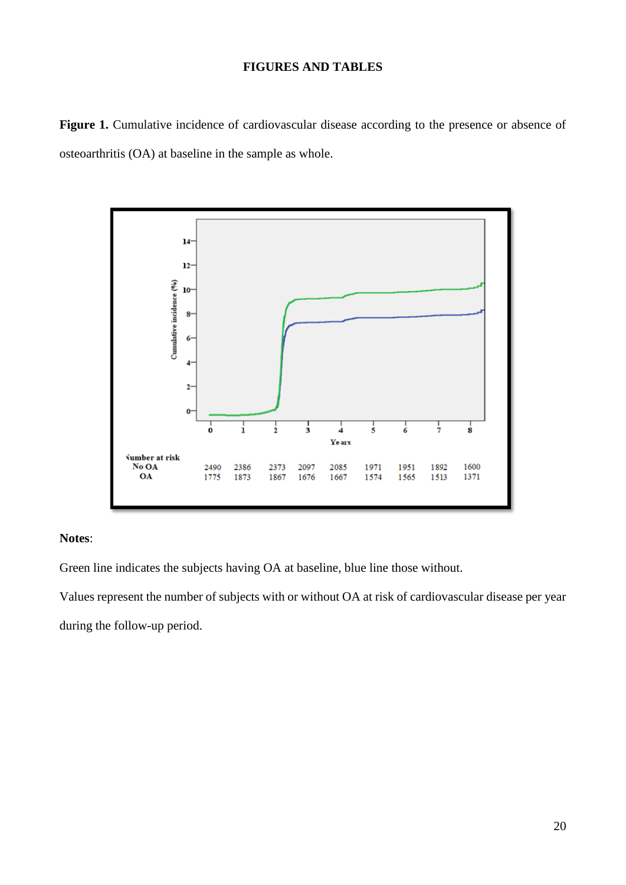**FIGURES AND TABLES**

**Figure 1.** Cumulative incidence of cardiovascular disease according to the presence or absence of osteoarthritis (OA) at baseline in the sample as whole.

| Number at risk | 0 | 1 | 2 | 3 | 4 | 5 | 6 | 7 | 8 |
|---|---|---|---|---|---|---|---|---|---|
| No OA | 2490 | 2386 | 2373 | 2097 | 2085 | 1971 | 1951 | 1892 | 1600 |
| OA | 1775 | 1873 | 1867 | 1676 | 1667 | 1574 | 1565 | 1513 | 1371 |

**Notes**:

Green line indicates the subjects having OA at baseline, blue line those without.

Values represent the number of subjects with or without OA at risk of cardiovascular disease per year during the follow-up period.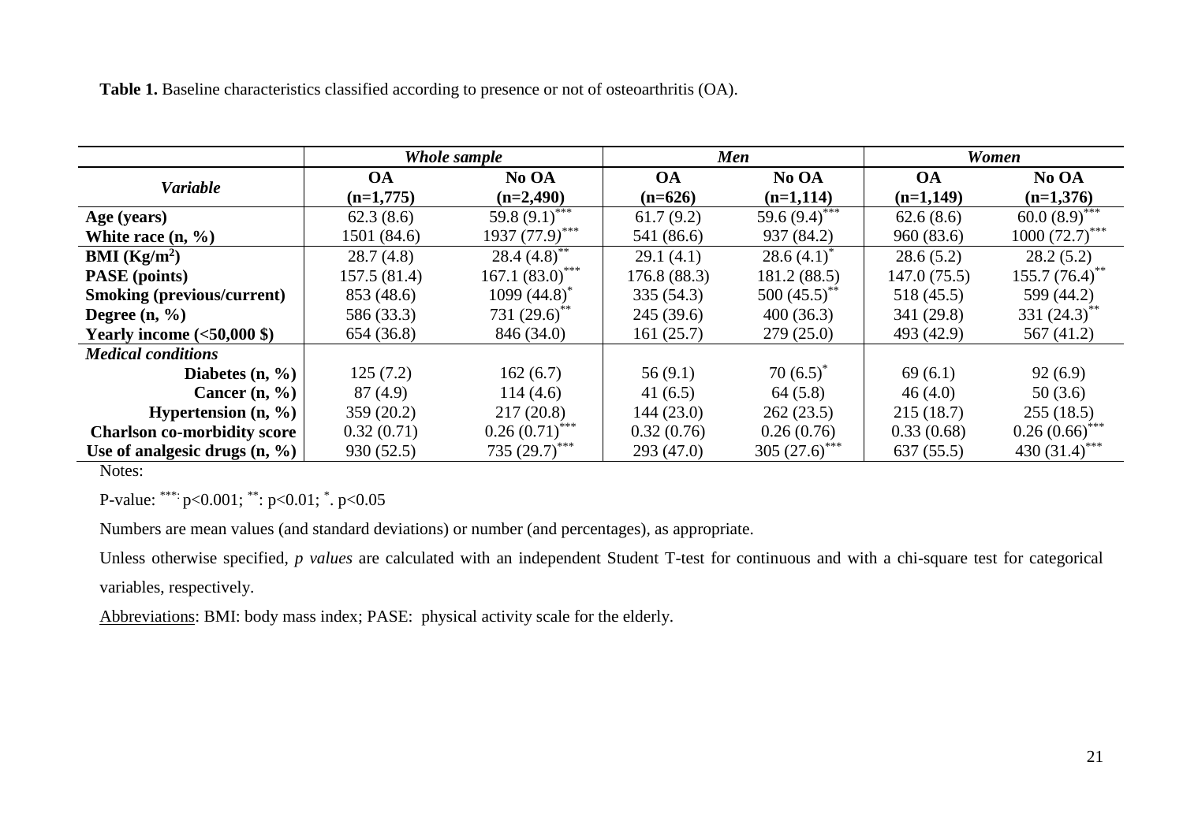**Table 1.** Baseline characteristics classified according to presence or not of osteoarthritis (OA).

| *Variable* | *Whole sample* | | *Men* | | *Women* | |
|---|---|---|---|---|---|---|
| | **OA (n=1,775)** | **No OA (n=2,490)** | **OA (n=626)** | **No OA (n=1,114)** | **OA (n=1,149)** | **No OA (n=1,376)** |
| **Age (years)** | 62.3 (8.6) | 59.8 (9.1)*** | 61.7 (9.2) | 59.6 (9.4)*** | 62.6 (8.6) | 60.0 (8.9)*** |
| **White race (n, %)** | 1501 (84.6) | 1937 (77.9)*** | 541 (86.6) | 937 (84.2) | 960 (83.6) | 1000 (72.7)*** |
| **BMI ($Kg/m^2$)** | 28.7 (4.8) | 28.4 (4.8)** | 29.1 (4.1) | 28.6 (4.1)* | 28.6 (5.2) | 28.2 (5.2) |
| **PASE (points)** | 157.5 (81.4) | 167.1 (83.0)*** | 176.8 (88.3) | 181.2 (88.5) | 147.0 (75.5) | 155.7 (76.4)** |
| **Smoking (previous/current)** | 853 (48.6) | 1099 (44.8)* | 335 (54.3) | 500 (45.5)** | 518 (45.5) | 599 (44.2) |
| **Degree (n, %)** | 586 (33.3) | 731 (29.6)** | 245 (39.6) | 400 (36.3) | 341 (29.8) | 331 (24.3)** |
| **Yearly income (<50,000 $)** | 654 (36.8) | 846 (34.0) | 161 (25.7) | 279 (25.0) | 493 (42.9) | 567 (41.2) |
| ***Medical conditions*** | | | | | | |
| **Diabetes (n, %)** | 125 (7.2) | 162 (6.7) | 56 (9.1) | 70 (6.5)* | 69 (6.1) | 92 (6.9) |
| **Cancer (n, %)** | 87 (4.9) | 114 (4.6) | 41 (6.5) | 64 (5.8) | 46 (4.0) | 50 (3.6) |
| **Hypertension (n, %)** | 359 (20.2) | 217 (20.8) | 144 (23.0) | 262 (23.5) | 215 (18.7) | 255 (18.5) |
| **Charlson co-morbidity score** | 0.32 (0.71) | 0.26 (0.71)*** | 0.32 (0.76) | 0.26 (0.76) | 0.33 (0.68) | 0.26 (0.66)*** |
| **Use of analgesic drugs (n, %)** | 930 (52.5) | 735 (29.7)*** | 293 (47.0) | 305 (27.6)*** | 637 (55.5) | 430 (31.4)*** |

Notes:

P-value: ***: $p<0.001$; **: $p<0.01$; *. $p<0.05$

Numbers are mean values (and standard deviations) or number (and percentages), as appropriate.

Unless otherwise specified, *p values* are calculated with an independent Student T-test for continuous and with a chi-square test for categorical variables, respectively.

Abbreviations: BMI: body mass index; PASE: physical activity scale for the elderly.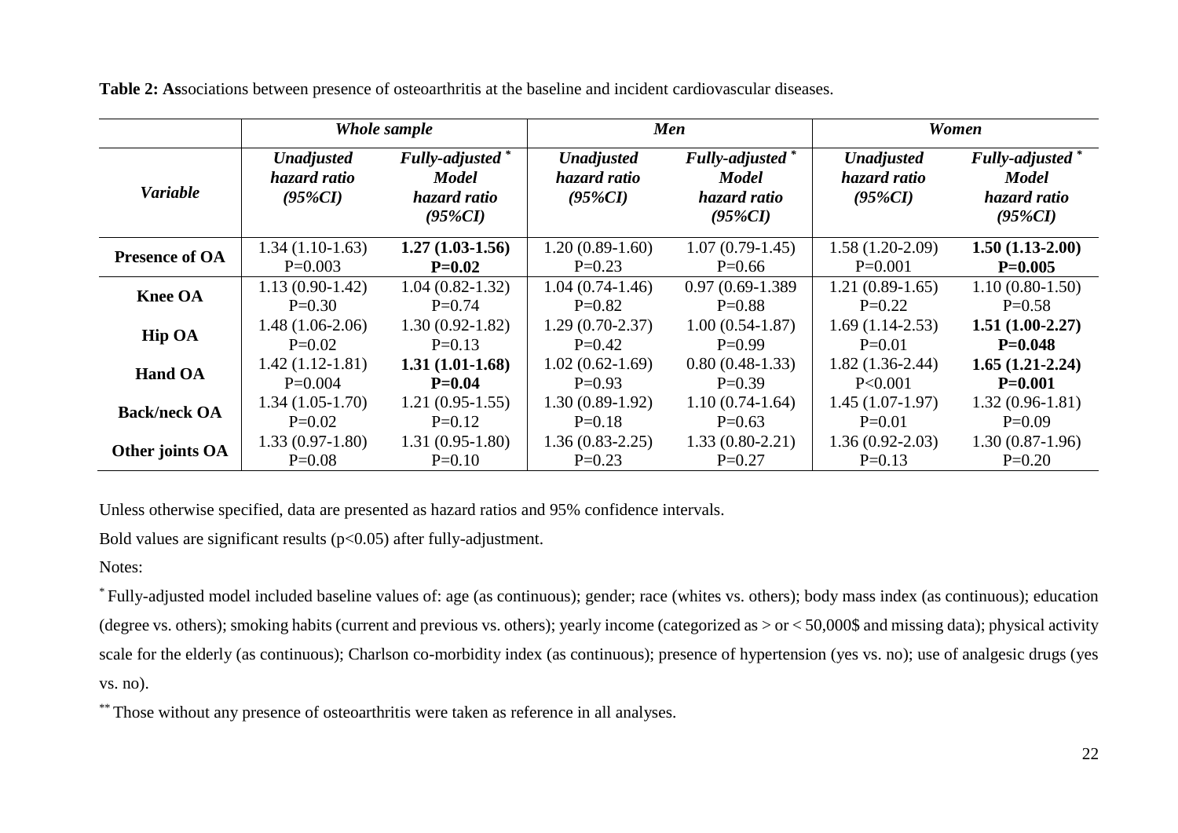**Table 2: As**sociations between presence of osteoarthritis at the baseline and incident cardiovascular diseases.

| | *Whole sample* | | *Men* | | *Women* | |
|---|---|---|---|---|---|---|
| ***Variable*** | ***Unadjusted hazard ratio (95%CI)*** | ***Fully-adjusted* \* *Model hazard ratio (95%CI)*** | ***Unadjusted hazard ratio (95%CI)*** | ***Fully-adjusted* \* *Model hazard ratio (95%CI)*** | ***Unadjusted hazard ratio (95%CI)*** | ***Fully-adjusted* \* *Model hazard ratio (95%CI)*** |
| **Presence of OA** | 1.34 (1.10-1.63) P=0.003 | **1.27 (1.03-1.56) P=0.02** | 1.20 (0.89-1.60) P=0.23 | 1.07 (0.79-1.45) P=0.66 | 1.58 (1.20-2.09) P=0.001 | **1.50 (1.13-2.00) P=0.005** |
| **Knee OA** | 1.13 (0.90-1.42) P=0.30 | 1.04 (0.82-1.32) P=0.74 | 1.04 (0.74-1.46) P=0.82 | 0.97 (0.69-1.389 P=0.88 | 1.21 (0.89-1.65) P=0.22 | 1.10 (0.80-1.50) P=0.58 |
| **Hip OA** | 1.48 (1.06-2.06) P=0.02 | 1.30 (0.92-1.82) P=0.13 | 1.29 (0.70-2.37) P=0.42 | 1.00 (0.54-1.87) P=0.99 | 1.69 (1.14-2.53) P=0.01 | **1.51 (1.00-2.27) P=0.048** |
| **Hand OA** | 1.42 (1.12-1.81) P=0.004 | **1.31 (1.01-1.68) P=0.04** | 1.02 (0.62-1.69) P=0.93 | 0.80 (0.48-1.33) P=0.39 | 1.82 (1.36-2.44) P<0.001 | **1.65 (1.21-2.24) P=0.001** |
| **Back/neck OA** | 1.34 (1.05-1.70) P=0.02 | 1.21 (0.95-1.55) P=0.12 | 1.30 (0.89-1.92) P=0.18 | 1.10 (0.74-1.64) P=0.63 | 1.45 (1.07-1.97) P=0.01 | 1.32 (0.96-1.81) P=0.09 |
| **Other joints OA** | 1.33 (0.97-1.80) P=0.08 | 1.31 (0.95-1.80) P=0.10 | 1.36 (0.83-2.25) P=0.23 | 1.33 (0.80-2.21) P=0.27 | 1.36 (0.92-2.03) P=0.13 | 1.30 (0.87-1.96) P=0.20 |

Unless otherwise specified, data are presented as hazard ratios and 95% confidence intervals.

Bold values are significant results (p<0.05) after fully-adjustment.

Notes:

\* Fully-adjusted model included baseline values of: age (as continuous); gender; race (whites vs. others); body mass index (as continuous); education (degree vs. others); smoking habits (current and previous vs. others); yearly income (categorized as > or < 50,000$ and missing data); physical activity scale for the elderly (as continuous); Charlson co-morbidity index (as continuous); presence of hypertension (yes vs. no); use of analgesic drugs (yes vs. no).

\*\* Those without any presence of osteoarthritis were taken as reference in all analyses.